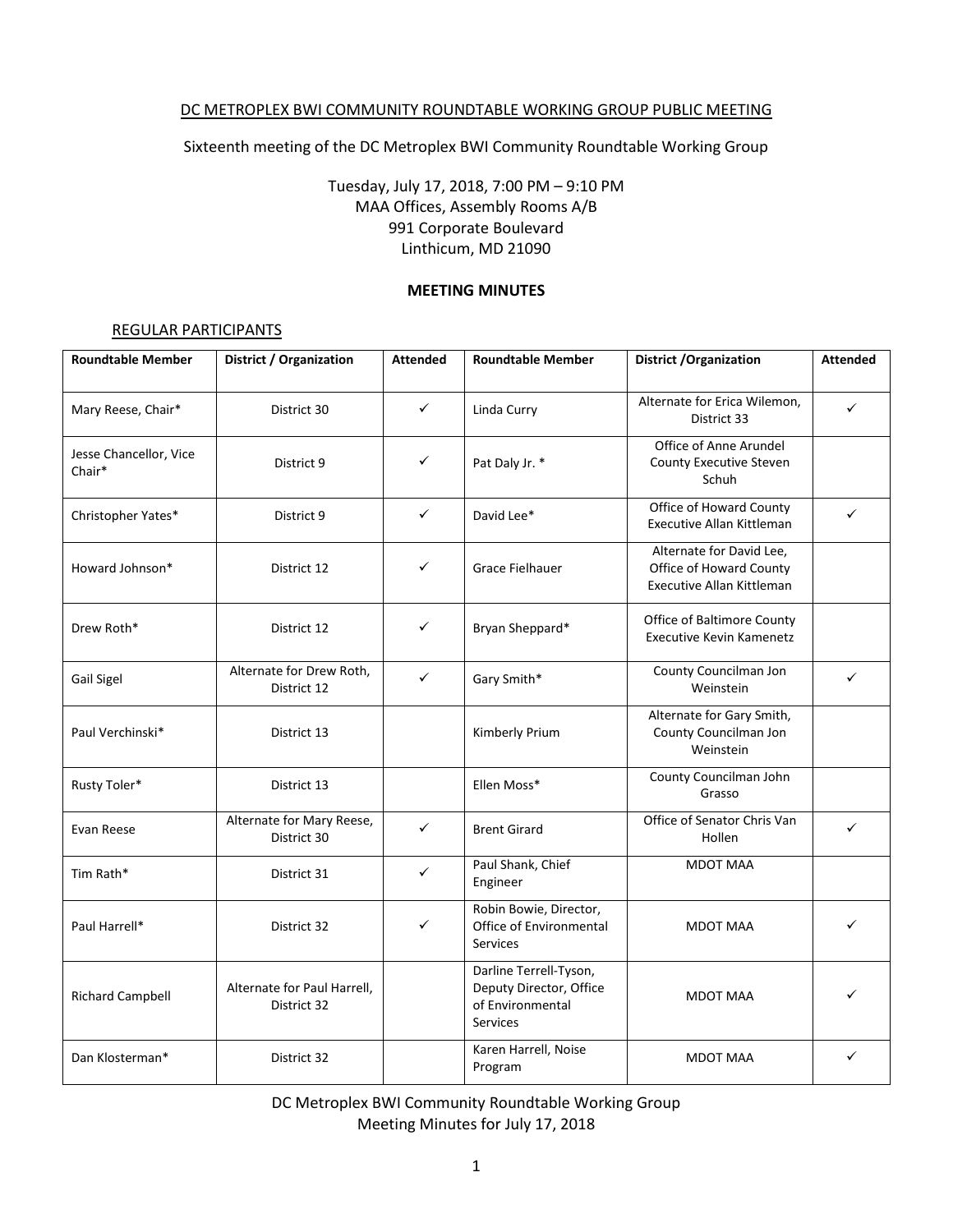# DC METROPLEX BWI COMMUNITY ROUNDTABLE WORKING GROUP PUBLIC MEETING

Sixteenth meeting of the DC Metroplex BWI Community Roundtable Working Group

Tuesday, July 17, 2018, 7:00 PM – 9:10 PM
MAA Offices, Assembly Rooms A/B
991 Corporate Boulevard
Linthicum, MD 21090

**MEETING MINUTES**

## REGULAR PARTICIPANTS

| Roundtable Member | District / Organization | Attended | Roundtable Member | District /Organization | Attended |
|---|---|---|---|---|---|
| Mary Reese, Chair* | District 30 | ✓ | Linda Curry | Alternate for Erica Wilemon, District 33 | ✓ |
| Jesse Chancellor, Vice Chair* | District 9 | ✓ | Pat Daly Jr. * | Office of Anne Arundel County Executive Steven Schuh | |
| Christopher Yates* | District 9 | ✓ | David Lee* | Office of Howard County Executive Allan Kittleman | ✓ |
| Howard Johnson* | District 12 | ✓ | Grace Fielhauer | Alternate for David Lee, Office of Howard County Executive Allan Kittleman | |
| Drew Roth* | District 12 | ✓ | Bryan Sheppard* | Office of Baltimore County Executive Kevin Kamenetz | |
| Gail Sigel | Alternate for Drew Roth, District 12 | ✓ | Gary Smith* | County Councilman Jon Weinstein | ✓ |
| Paul Verchinski* | District 13 | | Kimberly Prium | Alternate for Gary Smith, County Councilman Jon Weinstein | |
| Rusty Toler* | District 13 | | Ellen Moss* | County Councilman John Grasso | |
| Evan Reese | Alternate for Mary Reese, District 30 | ✓ | Brent Girard | Office of Senator Chris Van Hollen | ✓ |
| Tim Rath* | District 31 | ✓ | Paul Shank, Chief Engineer | MDOT MAA | |
| Paul Harrell* | District 32 | ✓ | Robin Bowie, Director, Office of Environmental Services | MDOT MAA | ✓ |
| Richard Campbell | Alternate for Paul Harrell, District 32 | | Darline Terrell-Tyson, Deputy Director, Office of Environmental Services | MDOT MAA | ✓ |
| Dan Klosterman* | District 32 | | Karen Harrell, Noise Program | MDOT MAA | ✓ |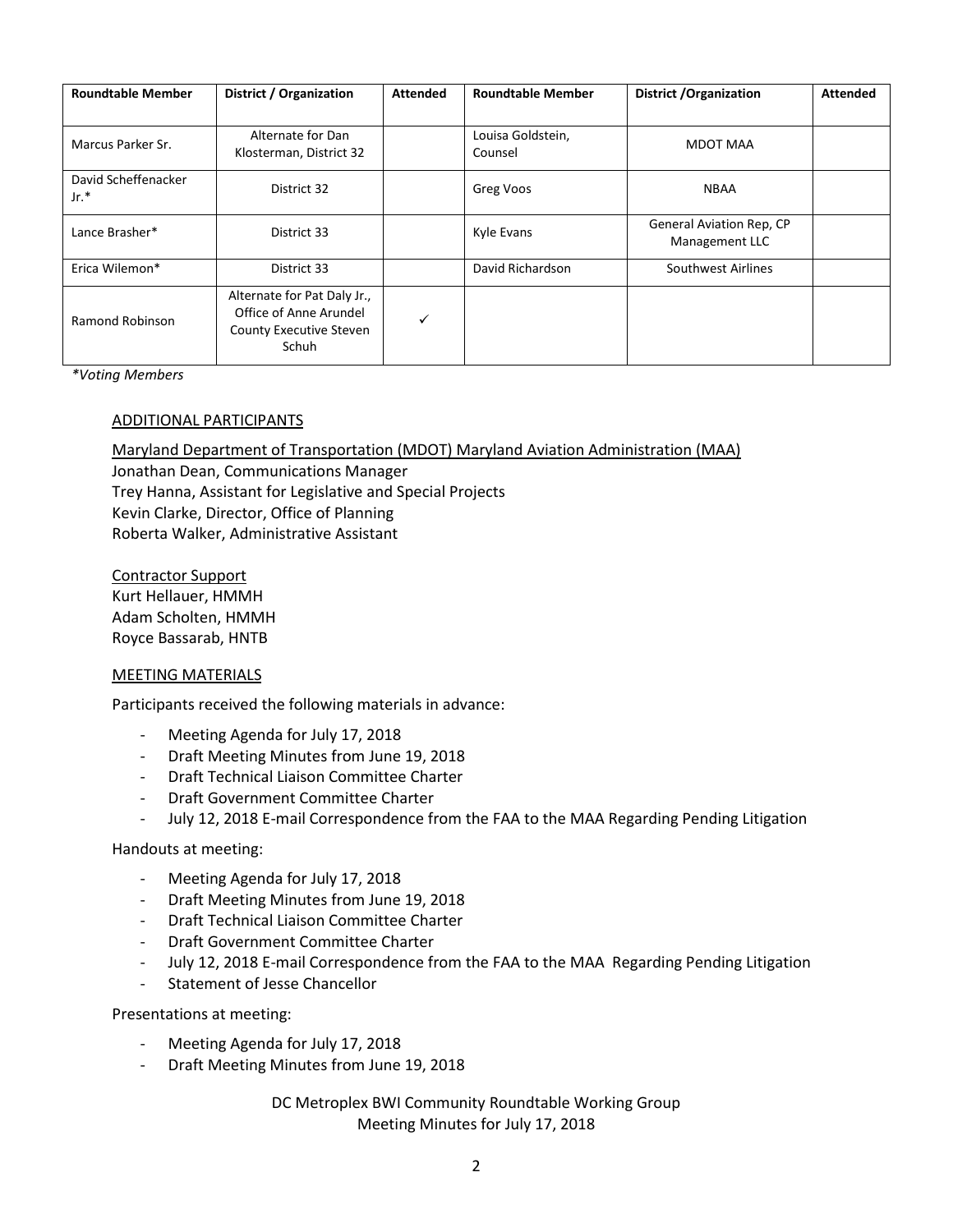| Roundtable Member | District / Organization | Attended | Roundtable Member | District /Organization | Attended |
|---|---|---|---|---|---|
| Marcus Parker Sr. | Alternate for Dan Klosterman, District 32 | | Louisa Goldstein, Counsel | MDOT MAA | |
| David Scheffenacker Jr.* | District 32 | | Greg Voos | NBAA | |
| Lance Brasher* | District 33 | | Kyle Evans | General Aviation Rep, CP Management LLC | |
| Erica Wilemon* | District 33 | | David Richardson | Southwest Airlines | |
| Ramond Robinson | Alternate for Pat Daly Jr., Office of Anne Arundel County Executive Steven Schuh | ✓ | | | |

*\*Voting Members*

## ADDITIONAL PARTICIPANTS

Maryland Department of Transportation (MDOT) Maryland Aviation Administration (MAA)
Jonathan Dean, Communications Manager
Trey Hanna, Assistant for Legislative and Special Projects
Kevin Clarke, Director, Office of Planning
Roberta Walker, Administrative Assistant

Contractor Support
Kurt Hellauer, HMMH
Adam Scholten, HMMH
Royce Bassarab, HNTB

## MEETING MATERIALS

Participants received the following materials in advance:

- Meeting Agenda for July 17, 2018
- Draft Meeting Minutes from June 19, 2018
- Draft Technical Liaison Committee Charter
- Draft Government Committee Charter
- July 12, 2018 E-mail Correspondence from the FAA to the MAA Regarding Pending Litigation

Handouts at meeting:

- Meeting Agenda for July 17, 2018
- Draft Meeting Minutes from June 19, 2018
- Draft Technical Liaison Committee Charter
- Draft Government Committee Charter
- July 12, 2018 E-mail Correspondence from the FAA to the MAA Regarding Pending Litigation
- Statement of Jesse Chancellor

Presentations at meeting:

- Meeting Agenda for July 17, 2018
- Draft Meeting Minutes from June 19, 2018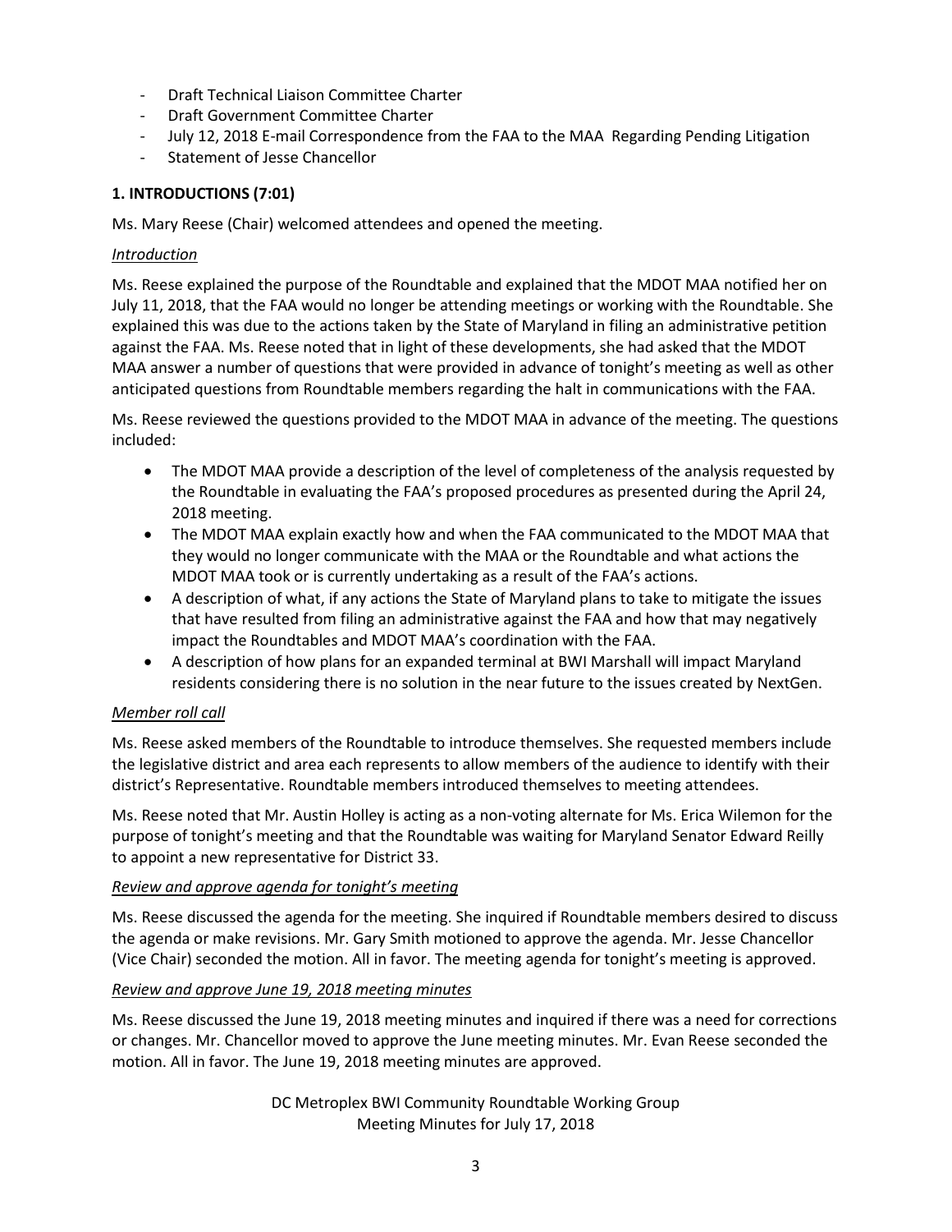- Draft Technical Liaison Committee Charter
- Draft Government Committee Charter
- July 12, 2018 E-mail Correspondence from the FAA to the MAA Regarding Pending Litigation
- Statement of Jesse Chancellor

## 1. INTRODUCTIONS (7:01)

Ms. Mary Reese (Chair) welcomed attendees and opened the meeting.

*Introduction*

Ms. Reese explained the purpose of the Roundtable and explained that the MDOT MAA notified her on July 11, 2018, that the FAA would no longer be attending meetings or working with the Roundtable. She explained this was due to the actions taken by the State of Maryland in filing an administrative petition against the FAA. Ms. Reese noted that in light of these developments, she had asked that the MDOT MAA answer a number of questions that were provided in advance of tonight's meeting as well as other anticipated questions from Roundtable members regarding the halt in communications with the FAA.

Ms. Reese reviewed the questions provided to the MDOT MAA in advance of the meeting. The questions included:

- The MDOT MAA provide a description of the level of completeness of the analysis requested by the Roundtable in evaluating the FAA's proposed procedures as presented during the April 24, 2018 meeting.
- The MDOT MAA explain exactly how and when the FAA communicated to the MDOT MAA that they would no longer communicate with the MAA or the Roundtable and what actions the MDOT MAA took or is currently undertaking as a result of the FAA's actions.
- A description of what, if any actions the State of Maryland plans to take to mitigate the issues that have resulted from filing an administrative against the FAA and how that may negatively impact the Roundtables and MDOT MAA's coordination with the FAA.
- A description of how plans for an expanded terminal at BWI Marshall will impact Maryland residents considering there is no solution in the near future to the issues created by NextGen.

*Member roll call*

Ms. Reese asked members of the Roundtable to introduce themselves. She requested members include the legislative district and area each represents to allow members of the audience to identify with their district's Representative. Roundtable members introduced themselves to meeting attendees.

Ms. Reese noted that Mr. Austin Holley is acting as a non-voting alternate for Ms. Erica Wilemon for the purpose of tonight's meeting and that the Roundtable was waiting for Maryland Senator Edward Reilly to appoint a new representative for District 33.

*Review and approve agenda for tonight's meeting*

Ms. Reese discussed the agenda for the meeting. She inquired if Roundtable members desired to discuss the agenda or make revisions. Mr. Gary Smith motioned to approve the agenda. Mr. Jesse Chancellor (Vice Chair) seconded the motion. All in favor. The meeting agenda for tonight's meeting is approved.

*Review and approve June 19, 2018 meeting minutes*

Ms. Reese discussed the June 19, 2018 meeting minutes and inquired if there was a need for corrections or changes. Mr. Chancellor moved to approve the June meeting minutes. Mr. Evan Reese seconded the motion. All in favor. The June 19, 2018 meeting minutes are approved.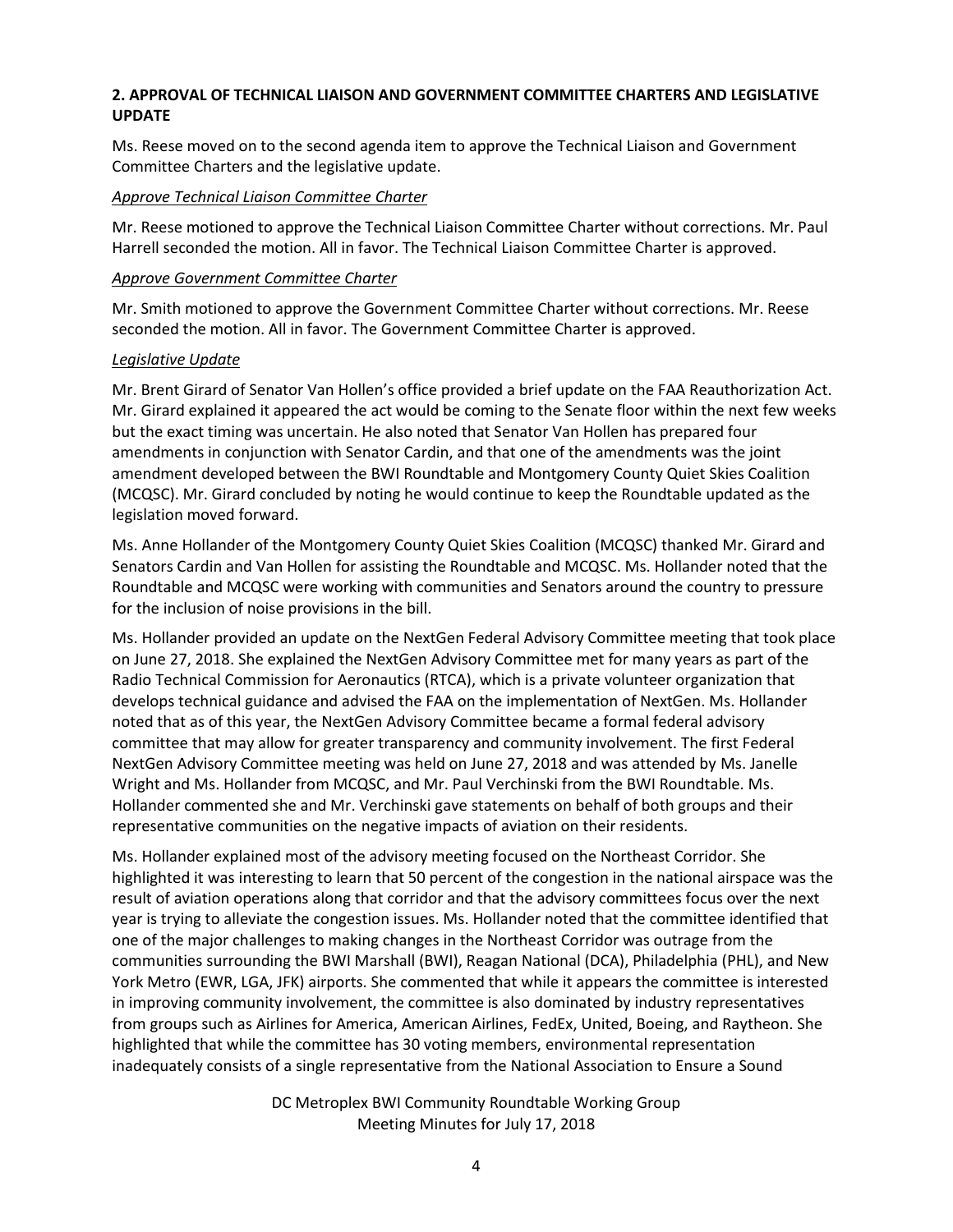## 2. APPROVAL OF TECHNICAL LIAISON AND GOVERNMENT COMMITTEE CHARTERS AND LEGISLATIVE UPDATE

Ms. Reese moved on to the second agenda item to approve the Technical Liaison and Government Committee Charters and the legislative update.

*Approve Technical Liaison Committee Charter*

Mr. Reese motioned to approve the Technical Liaison Committee Charter without corrections. Mr. Paul Harrell seconded the motion. All in favor. The Technical Liaison Committee Charter is approved.

*Approve Government Committee Charter*

Mr. Smith motioned to approve the Government Committee Charter without corrections. Mr. Reese seconded the motion. All in favor. The Government Committee Charter is approved.

*Legislative Update*

Mr. Brent Girard of Senator Van Hollen's office provided a brief update on the FAA Reauthorization Act. Mr. Girard explained it appeared the act would be coming to the Senate floor within the next few weeks but the exact timing was uncertain. He also noted that Senator Van Hollen has prepared four amendments in conjunction with Senator Cardin, and that one of the amendments was the joint amendment developed between the BWI Roundtable and Montgomery County Quiet Skies Coalition (MCQSC). Mr. Girard concluded by noting he would continue to keep the Roundtable updated as the legislation moved forward.

Ms. Anne Hollander of the Montgomery County Quiet Skies Coalition (MCQSC) thanked Mr. Girard and Senators Cardin and Van Hollen for assisting the Roundtable and MCQSC. Ms. Hollander noted that the Roundtable and MCQSC were working with communities and Senators around the country to pressure for the inclusion of noise provisions in the bill.

Ms. Hollander provided an update on the NextGen Federal Advisory Committee meeting that took place on June 27, 2018. She explained the NextGen Advisory Committee met for many years as part of the Radio Technical Commission for Aeronautics (RTCA), which is a private volunteer organization that develops technical guidance and advised the FAA on the implementation of NextGen. Ms. Hollander noted that as of this year, the NextGen Advisory Committee became a formal federal advisory committee that may allow for greater transparency and community involvement. The first Federal NextGen Advisory Committee meeting was held on June 27, 2018 and was attended by Ms. Janelle Wright and Ms. Hollander from MCQSC, and Mr. Paul Verchinski from the BWI Roundtable. Ms. Hollander commented she and Mr. Verchinski gave statements on behalf of both groups and their representative communities on the negative impacts of aviation on their residents.

Ms. Hollander explained most of the advisory meeting focused on the Northeast Corridor. She highlighted it was interesting to learn that 50 percent of the congestion in the national airspace was the result of aviation operations along that corridor and that the advisory committees focus over the next year is trying to alleviate the congestion issues. Ms. Hollander noted that the committee identified that one of the major challenges to making changes in the Northeast Corridor was outrage from the communities surrounding the BWI Marshall (BWI), Reagan National (DCA), Philadelphia (PHL), and New York Metro (EWR, LGA, JFK) airports. She commented that while it appears the committee is interested in improving community involvement, the committee is also dominated by industry representatives from groups such as Airlines for America, American Airlines, FedEx, United, Boeing, and Raytheon. She highlighted that while the committee has 30 voting members, environmental representation inadequately consists of a single representative from the National Association to Ensure a Sound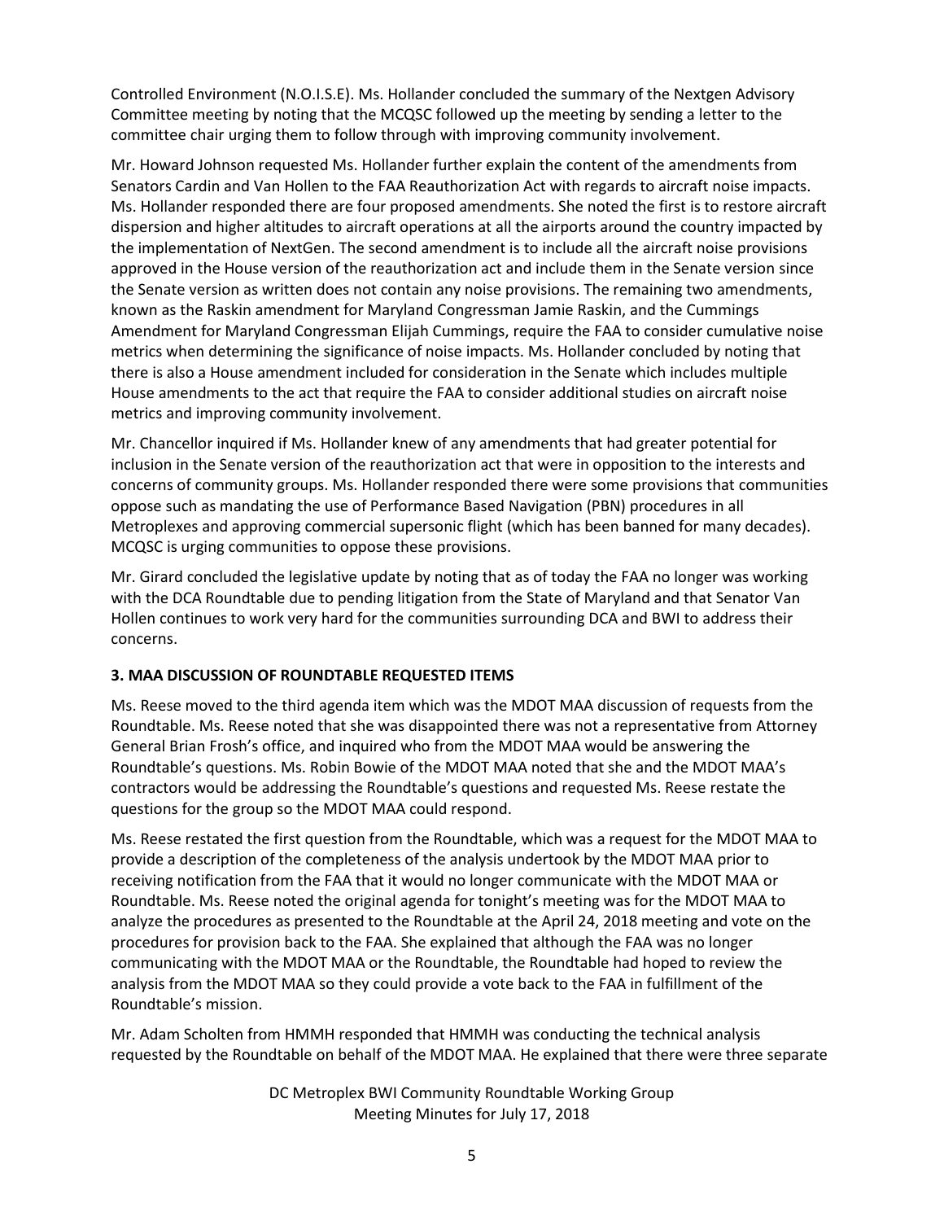Controlled Environment (N.O.I.S.E). Ms. Hollander concluded the summary of the Nextgen Advisory Committee meeting by noting that the MCQSC followed up the meeting by sending a letter to the committee chair urging them to follow through with improving community involvement.

Mr. Howard Johnson requested Ms. Hollander further explain the content of the amendments from Senators Cardin and Van Hollen to the FAA Reauthorization Act with regards to aircraft noise impacts. Ms. Hollander responded there are four proposed amendments. She noted the first is to restore aircraft dispersion and higher altitudes to aircraft operations at all the airports around the country impacted by the implementation of NextGen. The second amendment is to include all the aircraft noise provisions approved in the House version of the reauthorization act and include them in the Senate version since the Senate version as written does not contain any noise provisions. The remaining two amendments, known as the Raskin amendment for Maryland Congressman Jamie Raskin, and the Cummings Amendment for Maryland Congressman Elijah Cummings, require the FAA to consider cumulative noise metrics when determining the significance of noise impacts. Ms. Hollander concluded by noting that there is also a House amendment included for consideration in the Senate which includes multiple House amendments to the act that require the FAA to consider additional studies on aircraft noise metrics and improving community involvement.

Mr. Chancellor inquired if Ms. Hollander knew of any amendments that had greater potential for inclusion in the Senate version of the reauthorization act that were in opposition to the interests and concerns of community groups. Ms. Hollander responded there were some provisions that communities oppose such as mandating the use of Performance Based Navigation (PBN) procedures in all Metroplexes and approving commercial supersonic flight (which has been banned for many decades). MCQSC is urging communities to oppose these provisions.

Mr. Girard concluded the legislative update by noting that as of today the FAA no longer was working with the DCA Roundtable due to pending litigation from the State of Maryland and that Senator Van Hollen continues to work very hard for the communities surrounding DCA and BWI to address their concerns.

**3. MAA DISCUSSION OF ROUNDTABLE REQUESTED ITEMS**

Ms. Reese moved to the third agenda item which was the MDOT MAA discussion of requests from the Roundtable. Ms. Reese noted that she was disappointed there was not a representative from Attorney General Brian Frosh's office, and inquired who from the MDOT MAA would be answering the Roundtable's questions. Ms. Robin Bowie of the MDOT MAA noted that she and the MDOT MAA's contractors would be addressing the Roundtable's questions and requested Ms. Reese restate the questions for the group so the MDOT MAA could respond.

Ms. Reese restated the first question from the Roundtable, which was a request for the MDOT MAA to provide a description of the completeness of the analysis undertook by the MDOT MAA prior to receiving notification from the FAA that it would no longer communicate with the MDOT MAA or Roundtable. Ms. Reese noted the original agenda for tonight's meeting was for the MDOT MAA to analyze the procedures as presented to the Roundtable at the April 24, 2018 meeting and vote on the procedures for provision back to the FAA. She explained that although the FAA was no longer communicating with the MDOT MAA or the Roundtable, the Roundtable had hoped to review the analysis from the MDOT MAA so they could provide a vote back to the FAA in fulfillment of the Roundtable's mission.

Mr. Adam Scholten from HMMH responded that HMMH was conducting the technical analysis requested by the Roundtable on behalf of the MDOT MAA. He explained that there were three separate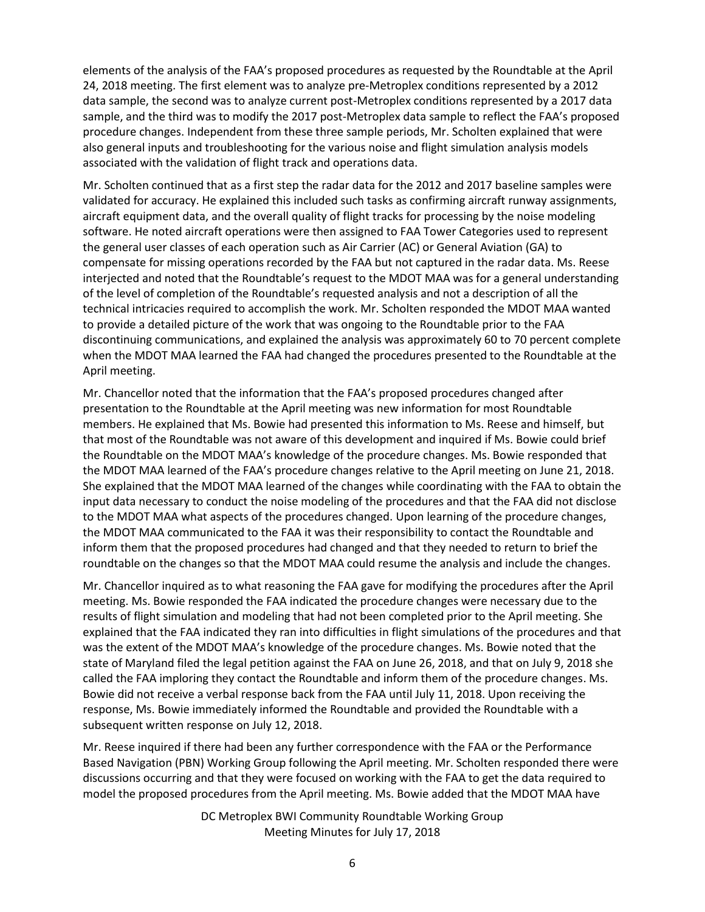elements of the analysis of the FAA's proposed procedures as requested by the Roundtable at the April 24, 2018 meeting. The first element was to analyze pre-Metroplex conditions represented by a 2012 data sample, the second was to analyze current post-Metroplex conditions represented by a 2017 data sample, and the third was to modify the 2017 post-Metroplex data sample to reflect the FAA's proposed procedure changes. Independent from these three sample periods, Mr. Scholten explained that were also general inputs and troubleshooting for the various noise and flight simulation analysis models associated with the validation of flight track and operations data.

Mr. Scholten continued that as a first step the radar data for the 2012 and 2017 baseline samples were validated for accuracy. He explained this included such tasks as confirming aircraft runway assignments, aircraft equipment data, and the overall quality of flight tracks for processing by the noise modeling software. He noted aircraft operations were then assigned to FAA Tower Categories used to represent the general user classes of each operation such as Air Carrier (AC) or General Aviation (GA) to compensate for missing operations recorded by the FAA but not captured in the radar data. Ms. Reese interjected and noted that the Roundtable's request to the MDOT MAA was for a general understanding of the level of completion of the Roundtable's requested analysis and not a description of all the technical intricacies required to accomplish the work. Mr. Scholten responded the MDOT MAA wanted to provide a detailed picture of the work that was ongoing to the Roundtable prior to the FAA discontinuing communications, and explained the analysis was approximately 60 to 70 percent complete when the MDOT MAA learned the FAA had changed the procedures presented to the Roundtable at the April meeting.

Mr. Chancellor noted that the information that the FAA's proposed procedures changed after presentation to the Roundtable at the April meeting was new information for most Roundtable members. He explained that Ms. Bowie had presented this information to Ms. Reese and himself, but that most of the Roundtable was not aware of this development and inquired if Ms. Bowie could brief the Roundtable on the MDOT MAA's knowledge of the procedure changes. Ms. Bowie responded that the MDOT MAA learned of the FAA's procedure changes relative to the April meeting on June 21, 2018. She explained that the MDOT MAA learned of the changes while coordinating with the FAA to obtain the input data necessary to conduct the noise modeling of the procedures and that the FAA did not disclose to the MDOT MAA what aspects of the procedures changed. Upon learning of the procedure changes, the MDOT MAA communicated to the FAA it was their responsibility to contact the Roundtable and inform them that the proposed procedures had changed and that they needed to return to brief the roundtable on the changes so that the MDOT MAA could resume the analysis and include the changes.

Mr. Chancellor inquired as to what reasoning the FAA gave for modifying the procedures after the April meeting. Ms. Bowie responded the FAA indicated the procedure changes were necessary due to the results of flight simulation and modeling that had not been completed prior to the April meeting. She explained that the FAA indicated they ran into difficulties in flight simulations of the procedures and that was the extent of the MDOT MAA's knowledge of the procedure changes. Ms. Bowie noted that the state of Maryland filed the legal petition against the FAA on June 26, 2018, and that on July 9, 2018 she called the FAA imploring they contact the Roundtable and inform them of the procedure changes. Ms. Bowie did not receive a verbal response back from the FAA until July 11, 2018. Upon receiving the response, Ms. Bowie immediately informed the Roundtable and provided the Roundtable with a subsequent written response on July 12, 2018.

Mr. Reese inquired if there had been any further correspondence with the FAA or the Performance Based Navigation (PBN) Working Group following the April meeting. Mr. Scholten responded there were discussions occurring and that they were focused on working with the FAA to get the data required to model the proposed procedures from the April meeting. Ms. Bowie added that the MDOT MAA have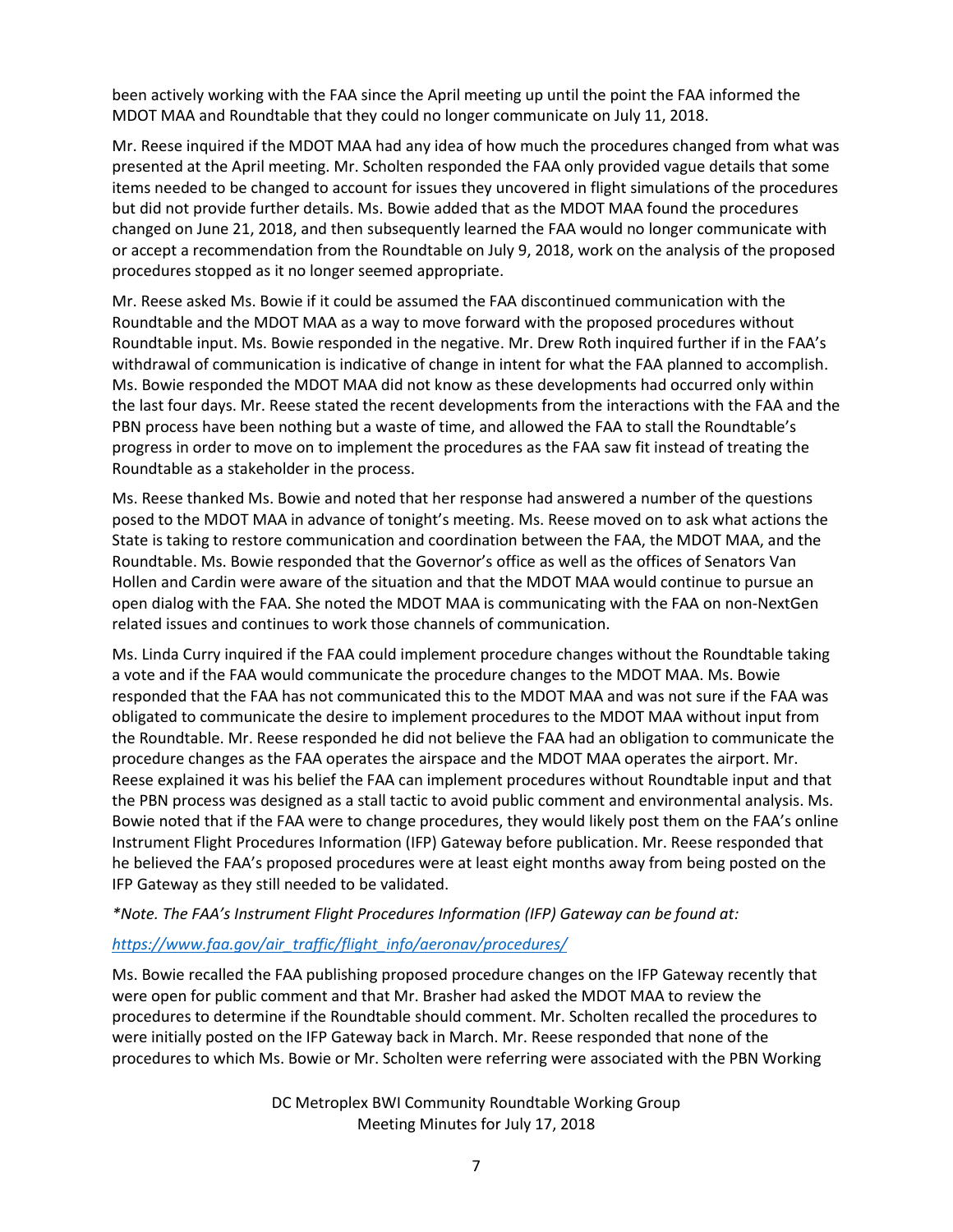been actively working with the FAA since the April meeting up until the point the FAA informed the MDOT MAA and Roundtable that they could no longer communicate on July 11, 2018.

Mr. Reese inquired if the MDOT MAA had any idea of how much the procedures changed from what was presented at the April meeting. Mr. Scholten responded the FAA only provided vague details that some items needed to be changed to account for issues they uncovered in flight simulations of the procedures but did not provide further details. Ms. Bowie added that as the MDOT MAA found the procedures changed on June 21, 2018, and then subsequently learned the FAA would no longer communicate with or accept a recommendation from the Roundtable on July 9, 2018, work on the analysis of the proposed procedures stopped as it no longer seemed appropriate.

Mr. Reese asked Ms. Bowie if it could be assumed the FAA discontinued communication with the Roundtable and the MDOT MAA as a way to move forward with the proposed procedures without Roundtable input. Ms. Bowie responded in the negative. Mr. Drew Roth inquired further if in the FAA's withdrawal of communication is indicative of change in intent for what the FAA planned to accomplish. Ms. Bowie responded the MDOT MAA did not know as these developments had occurred only within the last four days. Mr. Reese stated the recent developments from the interactions with the FAA and the PBN process have been nothing but a waste of time, and allowed the FAA to stall the Roundtable's progress in order to move on to implement the procedures as the FAA saw fit instead of treating the Roundtable as a stakeholder in the process.

Ms. Reese thanked Ms. Bowie and noted that her response had answered a number of the questions posed to the MDOT MAA in advance of tonight's meeting. Ms. Reese moved on to ask what actions the State is taking to restore communication and coordination between the FAA, the MDOT MAA, and the Roundtable. Ms. Bowie responded that the Governor's office as well as the offices of Senators Van Hollen and Cardin were aware of the situation and that the MDOT MAA would continue to pursue an open dialog with the FAA. She noted the MDOT MAA is communicating with the FAA on non-NextGen related issues and continues to work those channels of communication.

Ms. Linda Curry inquired if the FAA could implement procedure changes without the Roundtable taking a vote and if the FAA would communicate the procedure changes to the MDOT MAA. Ms. Bowie responded that the FAA has not communicated this to the MDOT MAA and was not sure if the FAA was obligated to communicate the desire to implement procedures to the MDOT MAA without input from the Roundtable. Mr. Reese responded he did not believe the FAA had an obligation to communicate the procedure changes as the FAA operates the airspace and the MDOT MAA operates the airport. Mr. Reese explained it was his belief the FAA can implement procedures without Roundtable input and that the PBN process was designed as a stall tactic to avoid public comment and environmental analysis. Ms. Bowie noted that if the FAA were to change procedures, they would likely post them on the FAA's online Instrument Flight Procedures Information (IFP) Gateway before publication. Mr. Reese responded that he believed the FAA's proposed procedures were at least eight months away from being posted on the IFP Gateway as they still needed to be validated.

*\*Note. The FAA's Instrument Flight Procedures Information (IFP) Gateway can be found at:*

*https://www.faa.gov/air_traffic/flight_info/aeronav/procedures/*

Ms. Bowie recalled the FAA publishing proposed procedure changes on the IFP Gateway recently that were open for public comment and that Mr. Brasher had asked the MDOT MAA to review the procedures to determine if the Roundtable should comment. Mr. Scholten recalled the procedures to were initially posted on the IFP Gateway back in March. Mr. Reese responded that none of the procedures to which Ms. Bowie or Mr. Scholten were referring were associated with the PBN Working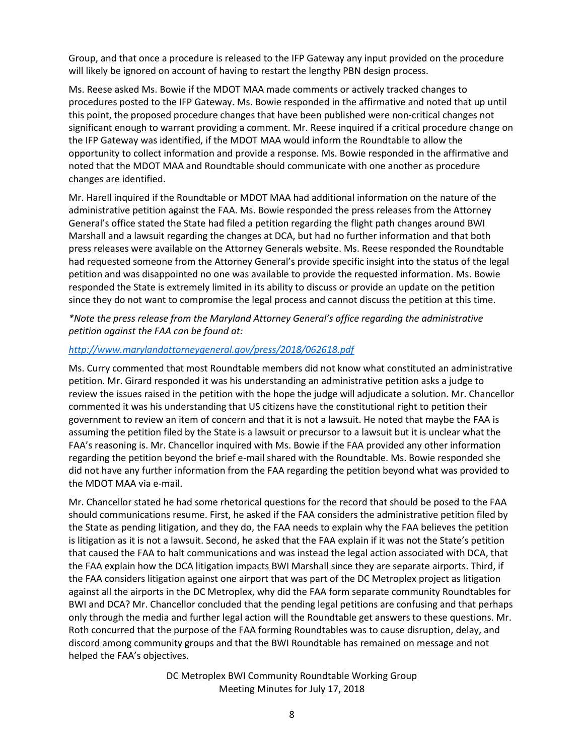Group, and that once a procedure is released to the IFP Gateway any input provided on the procedure will likely be ignored on account of having to restart the lengthy PBN design process.

Ms. Reese asked Ms. Bowie if the MDOT MAA made comments or actively tracked changes to procedures posted to the IFP Gateway. Ms. Bowie responded in the affirmative and noted that up until this point, the proposed procedure changes that have been published were non-critical changes not significant enough to warrant providing a comment. Mr. Reese inquired if a critical procedure change on the IFP Gateway was identified, if the MDOT MAA would inform the Roundtable to allow the opportunity to collect information and provide a response. Ms. Bowie responded in the affirmative and noted that the MDOT MAA and Roundtable should communicate with one another as procedure changes are identified.

Mr. Harell inquired if the Roundtable or MDOT MAA had additional information on the nature of the administrative petition against the FAA. Ms. Bowie responded the press releases from the Attorney General's office stated the State had filed a petition regarding the flight path changes around BWI Marshall and a lawsuit regarding the changes at DCA, but had no further information and that both press releases were available on the Attorney Generals website. Ms. Reese responded the Roundtable had requested someone from the Attorney General's provide specific insight into the status of the legal petition and was disappointed no one was available to provide the requested information. Ms. Bowie responded the State is extremely limited in its ability to discuss or provide an update on the petition since they do not want to compromise the legal process and cannot discuss the petition at this time.

*\*Note the press release from the Maryland Attorney General's office regarding the administrative petition against the FAA can be found at:*

*http://www.marylandattorneygeneral.gov/press/2018/062618.pdf*

Ms. Curry commented that most Roundtable members did not know what constituted an administrative petition. Mr. Girard responded it was his understanding an administrative petition asks a judge to review the issues raised in the petition with the hope the judge will adjudicate a solution. Mr. Chancellor commented it was his understanding that US citizens have the constitutional right to petition their government to review an item of concern and that it is not a lawsuit. He noted that maybe the FAA is assuming the petition filed by the State is a lawsuit or precursor to a lawsuit but it is unclear what the FAA's reasoning is. Mr. Chancellor inquired with Ms. Bowie if the FAA provided any other information regarding the petition beyond the brief e-mail shared with the Roundtable. Ms. Bowie responded she did not have any further information from the FAA regarding the petition beyond what was provided to the MDOT MAA via e-mail.

Mr. Chancellor stated he had some rhetorical questions for the record that should be posed to the FAA should communications resume. First, he asked if the FAA considers the administrative petition filed by the State as pending litigation, and they do, the FAA needs to explain why the FAA believes the petition is litigation as it is not a lawsuit. Second, he asked that the FAA explain if it was not the State's petition that caused the FAA to halt communications and was instead the legal action associated with DCA, that the FAA explain how the DCA litigation impacts BWI Marshall since they are separate airports. Third, if the FAA considers litigation against one airport that was part of the DC Metroplex project as litigation against all the airports in the DC Metroplex, why did the FAA form separate community Roundtables for BWI and DCA? Mr. Chancellor concluded that the pending legal petitions are confusing and that perhaps only through the media and further legal action will the Roundtable get answers to these questions. Mr. Roth concurred that the purpose of the FAA forming Roundtables was to cause disruption, delay, and discord among community groups and that the BWI Roundtable has remained on message and not helped the FAA's objectives.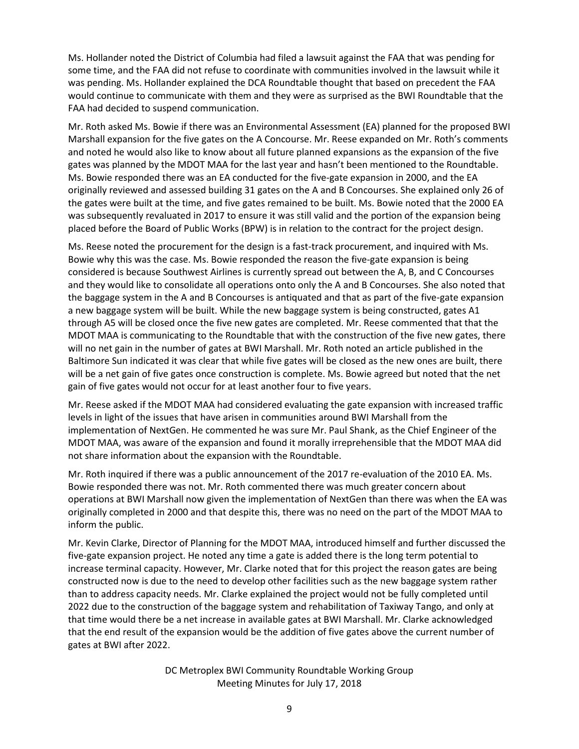Ms. Hollander noted the District of Columbia had filed a lawsuit against the FAA that was pending for some time, and the FAA did not refuse to coordinate with communities involved in the lawsuit while it was pending. Ms. Hollander explained the DCA Roundtable thought that based on precedent the FAA would continue to communicate with them and they were as surprised as the BWI Roundtable that the FAA had decided to suspend communication.

Mr. Roth asked Ms. Bowie if there was an Environmental Assessment (EA) planned for the proposed BWI Marshall expansion for the five gates on the A Concourse. Mr. Reese expanded on Mr. Roth's comments and noted he would also like to know about all future planned expansions as the expansion of the five gates was planned by the MDOT MAA for the last year and hasn't been mentioned to the Roundtable. Ms. Bowie responded there was an EA conducted for the five-gate expansion in 2000, and the EA originally reviewed and assessed building 31 gates on the A and B Concourses. She explained only 26 of the gates were built at the time, and five gates remained to be built. Ms. Bowie noted that the 2000 EA was subsequently revaluated in 2017 to ensure it was still valid and the portion of the expansion being placed before the Board of Public Works (BPW) is in relation to the contract for the project design.

Ms. Reese noted the procurement for the design is a fast-track procurement, and inquired with Ms. Bowie why this was the case. Ms. Bowie responded the reason the five-gate expansion is being considered is because Southwest Airlines is currently spread out between the A, B, and C Concourses and they would like to consolidate all operations onto only the A and B Concourses. She also noted that the baggage system in the A and B Concourses is antiquated and that as part of the five-gate expansion a new baggage system will be built. While the new baggage system is being constructed, gates A1 through A5 will be closed once the five new gates are completed. Mr. Reese commented that that the MDOT MAA is communicating to the Roundtable that with the construction of the five new gates, there will no net gain in the number of gates at BWI Marshall. Mr. Roth noted an article published in the Baltimore Sun indicated it was clear that while five gates will be closed as the new ones are built, there will be a net gain of five gates once construction is complete. Ms. Bowie agreed but noted that the net gain of five gates would not occur for at least another four to five years.

Mr. Reese asked if the MDOT MAA had considered evaluating the gate expansion with increased traffic levels in light of the issues that have arisen in communities around BWI Marshall from the implementation of NextGen. He commented he was sure Mr. Paul Shank, as the Chief Engineer of the MDOT MAA, was aware of the expansion and found it morally irreprehensible that the MDOT MAA did not share information about the expansion with the Roundtable.

Mr. Roth inquired if there was a public announcement of the 2017 re-evaluation of the 2010 EA. Ms. Bowie responded there was not. Mr. Roth commented there was much greater concern about operations at BWI Marshall now given the implementation of NextGen than there was when the EA was originally completed in 2000 and that despite this, there was no need on the part of the MDOT MAA to inform the public.

Mr. Kevin Clarke, Director of Planning for the MDOT MAA, introduced himself and further discussed the five-gate expansion project. He noted any time a gate is added there is the long term potential to increase terminal capacity. However, Mr. Clarke noted that for this project the reason gates are being constructed now is due to the need to develop other facilities such as the new baggage system rather than to address capacity needs. Mr. Clarke explained the project would not be fully completed until 2022 due to the construction of the baggage system and rehabilitation of Taxiway Tango, and only at that time would there be a net increase in available gates at BWI Marshall. Mr. Clarke acknowledged that the end result of the expansion would be the addition of five gates above the current number of gates at BWI after 2022.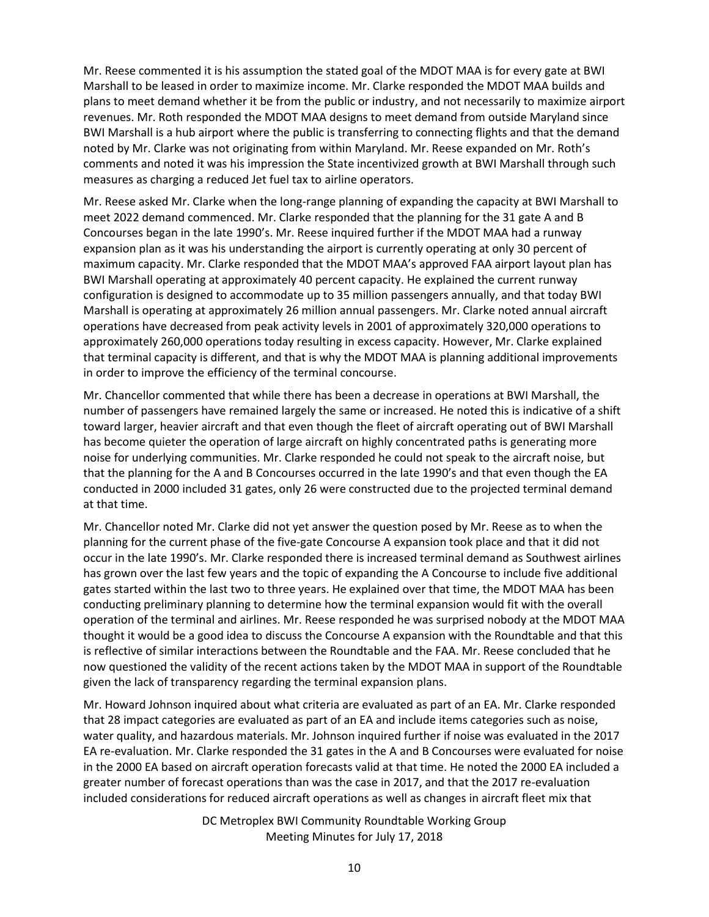Mr. Reese commented it is his assumption the stated goal of the MDOT MAA is for every gate at BWI Marshall to be leased in order to maximize income. Mr. Clarke responded the MDOT MAA builds and plans to meet demand whether it be from the public or industry, and not necessarily to maximize airport revenues. Mr. Roth responded the MDOT MAA designs to meet demand from outside Maryland since BWI Marshall is a hub airport where the public is transferring to connecting flights and that the demand noted by Mr. Clarke was not originating from within Maryland. Mr. Reese expanded on Mr. Roth's comments and noted it was his impression the State incentivized growth at BWI Marshall through such measures as charging a reduced Jet fuel tax to airline operators.

Mr. Reese asked Mr. Clarke when the long-range planning of expanding the capacity at BWI Marshall to meet 2022 demand commenced. Mr. Clarke responded that the planning for the 31 gate A and B Concourses began in the late 1990's. Mr. Reese inquired further if the MDOT MAA had a runway expansion plan as it was his understanding the airport is currently operating at only 30 percent of maximum capacity. Mr. Clarke responded that the MDOT MAA's approved FAA airport layout plan has BWI Marshall operating at approximately 40 percent capacity. He explained the current runway configuration is designed to accommodate up to 35 million passengers annually, and that today BWI Marshall is operating at approximately 26 million annual passengers. Mr. Clarke noted annual aircraft operations have decreased from peak activity levels in 2001 of approximately 320,000 operations to approximately 260,000 operations today resulting in excess capacity. However, Mr. Clarke explained that terminal capacity is different, and that is why the MDOT MAA is planning additional improvements in order to improve the efficiency of the terminal concourse.

Mr. Chancellor commented that while there has been a decrease in operations at BWI Marshall, the number of passengers have remained largely the same or increased. He noted this is indicative of a shift toward larger, heavier aircraft and that even though the fleet of aircraft operating out of BWI Marshall has become quieter the operation of large aircraft on highly concentrated paths is generating more noise for underlying communities. Mr. Clarke responded he could not speak to the aircraft noise, but that the planning for the A and B Concourses occurred in the late 1990's and that even though the EA conducted in 2000 included 31 gates, only 26 were constructed due to the projected terminal demand at that time.

Mr. Chancellor noted Mr. Clarke did not yet answer the question posed by Mr. Reese as to when the planning for the current phase of the five-gate Concourse A expansion took place and that it did not occur in the late 1990's. Mr. Clarke responded there is increased terminal demand as Southwest airlines has grown over the last few years and the topic of expanding the A Concourse to include five additional gates started within the last two to three years. He explained over that time, the MDOT MAA has been conducting preliminary planning to determine how the terminal expansion would fit with the overall operation of the terminal and airlines. Mr. Reese responded he was surprised nobody at the MDOT MAA thought it would be a good idea to discuss the Concourse A expansion with the Roundtable and that this is reflective of similar interactions between the Roundtable and the FAA. Mr. Reese concluded that he now questioned the validity of the recent actions taken by the MDOT MAA in support of the Roundtable given the lack of transparency regarding the terminal expansion plans.

Mr. Howard Johnson inquired about what criteria are evaluated as part of an EA. Mr. Clarke responded that 28 impact categories are evaluated as part of an EA and include items categories such as noise, water quality, and hazardous materials. Mr. Johnson inquired further if noise was evaluated in the 2017 EA re-evaluation. Mr. Clarke responded the 31 gates in the A and B Concourses were evaluated for noise in the 2000 EA based on aircraft operation forecasts valid at that time. He noted the 2000 EA included a greater number of forecast operations than was the case in 2017, and that the 2017 re-evaluation included considerations for reduced aircraft operations as well as changes in aircraft fleet mix that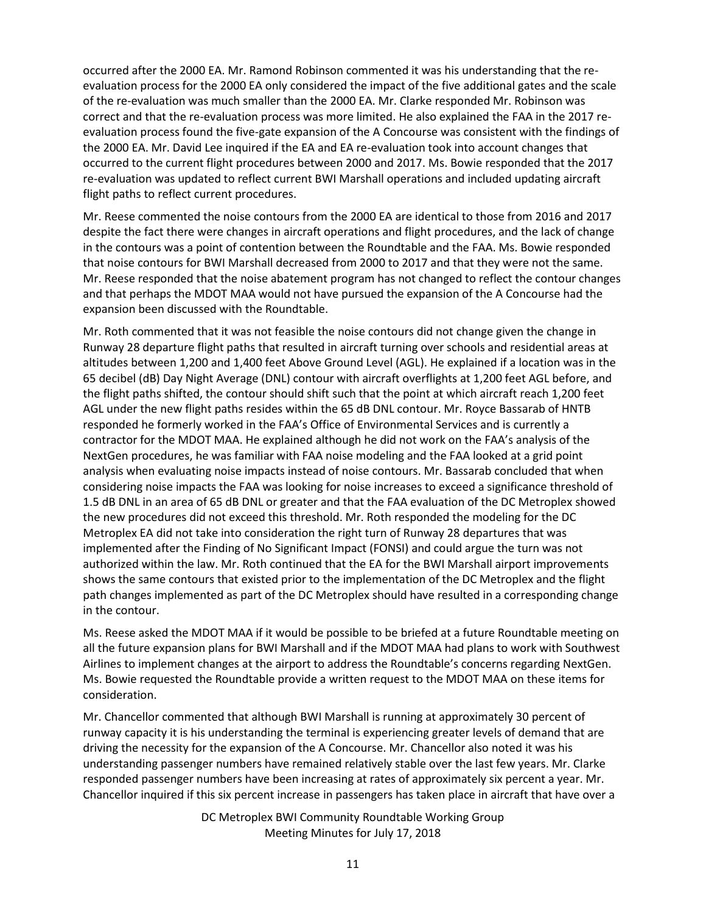occurred after the 2000 EA. Mr. Ramond Robinson commented it was his understanding that the re-evaluation process for the 2000 EA only considered the impact of the five additional gates and the scale of the re-evaluation was much smaller than the 2000 EA. Mr. Clarke responded Mr. Robinson was correct and that the re-evaluation process was more limited. He also explained the FAA in the 2017 re-evaluation process found the five-gate expansion of the A Concourse was consistent with the findings of the 2000 EA. Mr. David Lee inquired if the EA and EA re-evaluation took into account changes that occurred to the current flight procedures between 2000 and 2017. Ms. Bowie responded that the 2017 re-evaluation was updated to reflect current BWI Marshall operations and included updating aircraft flight paths to reflect current procedures.

Mr. Reese commented the noise contours from the 2000 EA are identical to those from 2016 and 2017 despite the fact there were changes in aircraft operations and flight procedures, and the lack of change in the contours was a point of contention between the Roundtable and the FAA. Ms. Bowie responded that noise contours for BWI Marshall decreased from 2000 to 2017 and that they were not the same. Mr. Reese responded that the noise abatement program has not changed to reflect the contour changes and that perhaps the MDOT MAA would not have pursued the expansion of the A Concourse had the expansion been discussed with the Roundtable.

Mr. Roth commented that it was not feasible the noise contours did not change given the change in Runway 28 departure flight paths that resulted in aircraft turning over schools and residential areas at altitudes between 1,200 and 1,400 feet Above Ground Level (AGL). He explained if a location was in the 65 decibel (dB) Day Night Average (DNL) contour with aircraft overflights at 1,200 feet AGL before, and the flight paths shifted, the contour should shift such that the point at which aircraft reach 1,200 feet AGL under the new flight paths resides within the 65 dB DNL contour. Mr. Royce Bassarab of HNTB responded he formerly worked in the FAA's Office of Environmental Services and is currently a contractor for the MDOT MAA. He explained although he did not work on the FAA's analysis of the NextGen procedures, he was familiar with FAA noise modeling and the FAA looked at a grid point analysis when evaluating noise impacts instead of noise contours. Mr. Bassarab concluded that when considering noise impacts the FAA was looking for noise increases to exceed a significance threshold of 1.5 dB DNL in an area of 65 dB DNL or greater and that the FAA evaluation of the DC Metroplex showed the new procedures did not exceed this threshold. Mr. Roth responded the modeling for the DC Metroplex EA did not take into consideration the right turn of Runway 28 departures that was implemented after the Finding of No Significant Impact (FONSI) and could argue the turn was not authorized within the law. Mr. Roth continued that the EA for the BWI Marshall airport improvements shows the same contours that existed prior to the implementation of the DC Metroplex and the flight path changes implemented as part of the DC Metroplex should have resulted in a corresponding change in the contour.

Ms. Reese asked the MDOT MAA if it would be possible to be briefed at a future Roundtable meeting on all the future expansion plans for BWI Marshall and if the MDOT MAA had plans to work with Southwest Airlines to implement changes at the airport to address the Roundtable's concerns regarding NextGen. Ms. Bowie requested the Roundtable provide a written request to the MDOT MAA on these items for consideration.

Mr. Chancellor commented that although BWI Marshall is running at approximately 30 percent of runway capacity it is his understanding the terminal is experiencing greater levels of demand that are driving the necessity for the expansion of the A Concourse. Mr. Chancellor also noted it was his understanding passenger numbers have remained relatively stable over the last few years. Mr. Clarke responded passenger numbers have been increasing at rates of approximately six percent a year. Mr. Chancellor inquired if this six percent increase in passengers has taken place in aircraft that have over a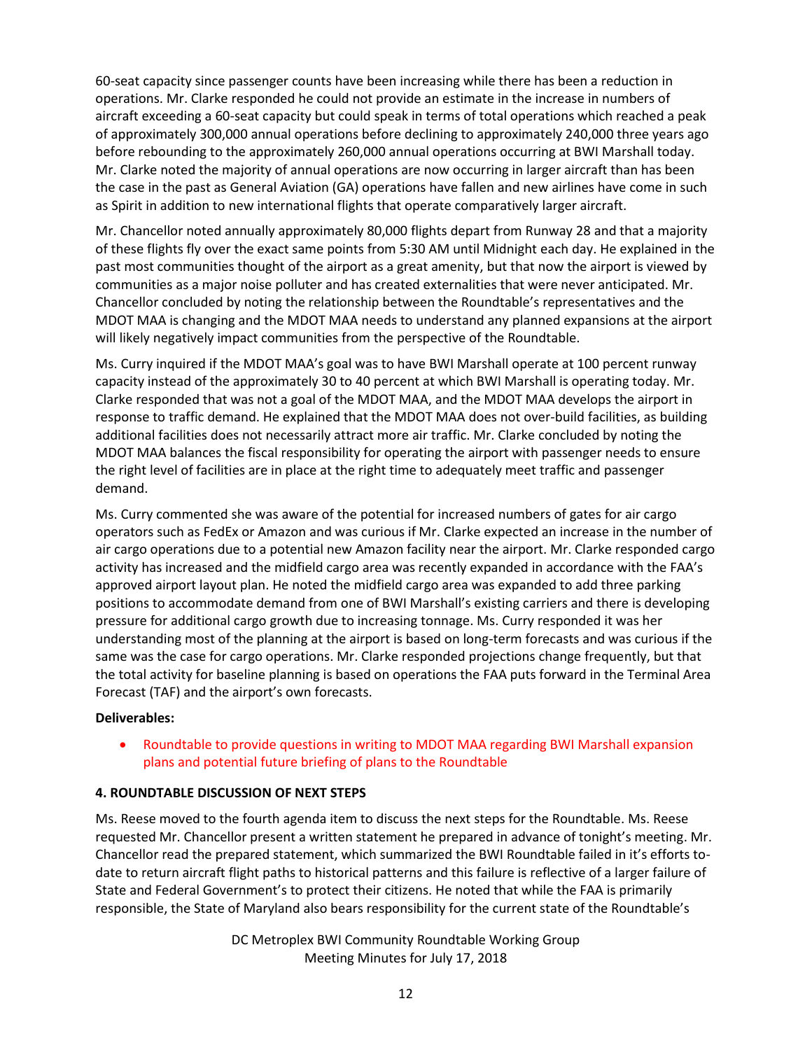60-seat capacity since passenger counts have been increasing while there has been a reduction in operations. Mr. Clarke responded he could not provide an estimate in the increase in numbers of aircraft exceeding a 60-seat capacity but could speak in terms of total operations which reached a peak of approximately 300,000 annual operations before declining to approximately 240,000 three years ago before rebounding to the approximately 260,000 annual operations occurring at BWI Marshall today. Mr. Clarke noted the majority of annual operations are now occurring in larger aircraft than has been the case in the past as General Aviation (GA) operations have fallen and new airlines have come in such as Spirit in addition to new international flights that operate comparatively larger aircraft.

Mr. Chancellor noted annually approximately 80,000 flights depart from Runway 28 and that a majority of these flights fly over the exact same points from 5:30 AM until Midnight each day. He explained in the past most communities thought of the airport as a great amenity, but that now the airport is viewed by communities as a major noise polluter and has created externalities that were never anticipated. Mr. Chancellor concluded by noting the relationship between the Roundtable's representatives and the MDOT MAA is changing and the MDOT MAA needs to understand any planned expansions at the airport will likely negatively impact communities from the perspective of the Roundtable.

Ms. Curry inquired if the MDOT MAA's goal was to have BWI Marshall operate at 100 percent runway capacity instead of the approximately 30 to 40 percent at which BWI Marshall is operating today. Mr. Clarke responded that was not a goal of the MDOT MAA, and the MDOT MAA develops the airport in response to traffic demand. He explained that the MDOT MAA does not over-build facilities, as building additional facilities does not necessarily attract more air traffic. Mr. Clarke concluded by noting the MDOT MAA balances the fiscal responsibility for operating the airport with passenger needs to ensure the right level of facilities are in place at the right time to adequately meet traffic and passenger demand.

Ms. Curry commented she was aware of the potential for increased numbers of gates for air cargo operators such as FedEx or Amazon and was curious if Mr. Clarke expected an increase in the number of air cargo operations due to a potential new Amazon facility near the airport. Mr. Clarke responded cargo activity has increased and the midfield cargo area was recently expanded in accordance with the FAA's approved airport layout plan. He noted the midfield cargo area was expanded to add three parking positions to accommodate demand from one of BWI Marshall's existing carriers and there is developing pressure for additional cargo growth due to increasing tonnage. Ms. Curry responded it was her understanding most of the planning at the airport is based on long-term forecasts and was curious if the same was the case for cargo operations. Mr. Clarke responded projections change frequently, but that the total activity for baseline planning is based on operations the FAA puts forward in the Terminal Area Forecast (TAF) and the airport's own forecasts.

**Deliverables:**

- Roundtable to provide questions in writing to MDOT MAA regarding BWI Marshall expansion plans and potential future briefing of plans to the Roundtable

**4. ROUNDTABLE DISCUSSION OF NEXT STEPS**

Ms. Reese moved to the fourth agenda item to discuss the next steps for the Roundtable. Ms. Reese requested Mr. Chancellor present a written statement he prepared in advance of tonight's meeting. Mr. Chancellor read the prepared statement, which summarized the BWI Roundtable failed in it's efforts to-date to return aircraft flight paths to historical patterns and this failure is reflective of a larger failure of State and Federal Government's to protect their citizens. He noted that while the FAA is primarily responsible, the State of Maryland also bears responsibility for the current state of the Roundtable's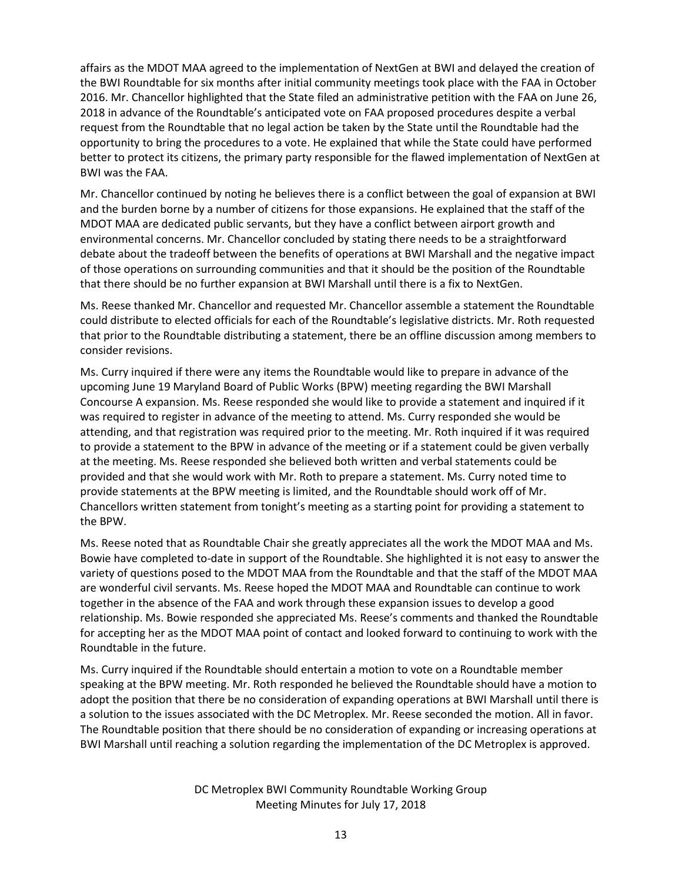affairs as the MDOT MAA agreed to the implementation of NextGen at BWI and delayed the creation of the BWI Roundtable for six months after initial community meetings took place with the FAA in October 2016. Mr. Chancellor highlighted that the State filed an administrative petition with the FAA on June 26, 2018 in advance of the Roundtable's anticipated vote on FAA proposed procedures despite a verbal request from the Roundtable that no legal action be taken by the State until the Roundtable had the opportunity to bring the procedures to a vote. He explained that while the State could have performed better to protect its citizens, the primary party responsible for the flawed implementation of NextGen at BWI was the FAA.

Mr. Chancellor continued by noting he believes there is a conflict between the goal of expansion at BWI and the burden borne by a number of citizens for those expansions. He explained that the staff of the MDOT MAA are dedicated public servants, but they have a conflict between airport growth and environmental concerns. Mr. Chancellor concluded by stating there needs to be a straightforward debate about the tradeoff between the benefits of operations at BWI Marshall and the negative impact of those operations on surrounding communities and that it should be the position of the Roundtable that there should be no further expansion at BWI Marshall until there is a fix to NextGen.

Ms. Reese thanked Mr. Chancellor and requested Mr. Chancellor assemble a statement the Roundtable could distribute to elected officials for each of the Roundtable's legislative districts. Mr. Roth requested that prior to the Roundtable distributing a statement, there be an offline discussion among members to consider revisions.

Ms. Curry inquired if there were any items the Roundtable would like to prepare in advance of the upcoming June 19 Maryland Board of Public Works (BPW) meeting regarding the BWI Marshall Concourse A expansion. Ms. Reese responded she would like to provide a statement and inquired if it was required to register in advance of the meeting to attend. Ms. Curry responded she would be attending, and that registration was required prior to the meeting. Mr. Roth inquired if it was required to provide a statement to the BPW in advance of the meeting or if a statement could be given verbally at the meeting. Ms. Reese responded she believed both written and verbal statements could be provided and that she would work with Mr. Roth to prepare a statement. Ms. Curry noted time to provide statements at the BPW meeting is limited, and the Roundtable should work off of Mr. Chancellors written statement from tonight's meeting as a starting point for providing a statement to the BPW.

Ms. Reese noted that as Roundtable Chair she greatly appreciates all the work the MDOT MAA and Ms. Bowie have completed to-date in support of the Roundtable. She highlighted it is not easy to answer the variety of questions posed to the MDOT MAA from the Roundtable and that the staff of the MDOT MAA are wonderful civil servants. Ms. Reese hoped the MDOT MAA and Roundtable can continue to work together in the absence of the FAA and work through these expansion issues to develop a good relationship. Ms. Bowie responded she appreciated Ms. Reese's comments and thanked the Roundtable for accepting her as the MDOT MAA point of contact and looked forward to continuing to work with the Roundtable in the future.

Ms. Curry inquired if the Roundtable should entertain a motion to vote on a Roundtable member speaking at the BPW meeting. Mr. Roth responded he believed the Roundtable should have a motion to adopt the position that there be no consideration of expanding operations at BWI Marshall until there is a solution to the issues associated with the DC Metroplex. Mr. Reese seconded the motion. All in favor. The Roundtable position that there should be no consideration of expanding or increasing operations at BWI Marshall until reaching a solution regarding the implementation of the DC Metroplex is approved.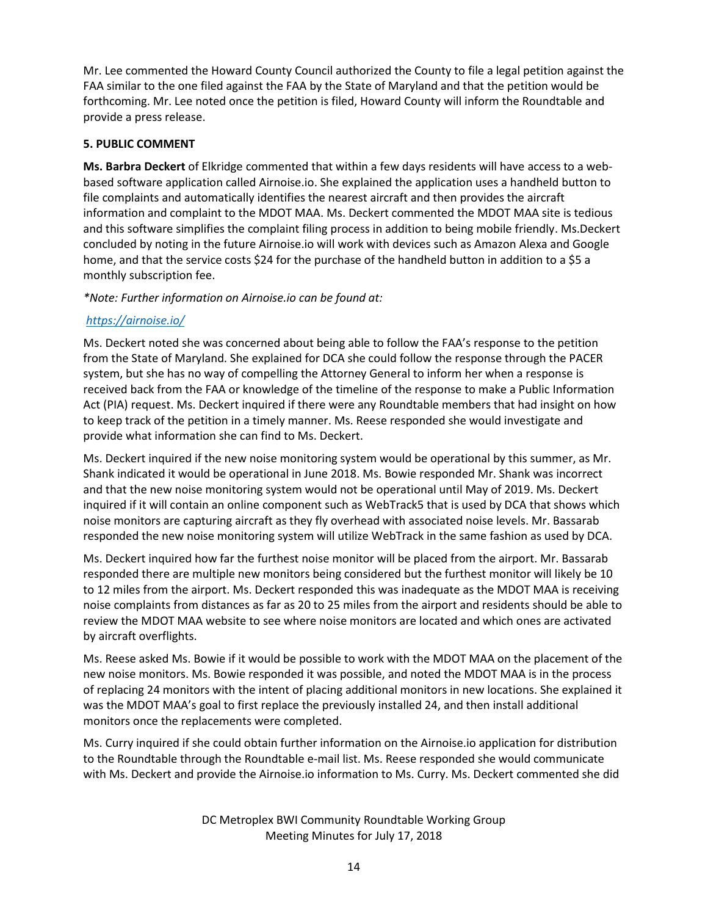Mr. Lee commented the Howard County Council authorized the County to file a legal petition against the FAA similar to the one filed against the FAA by the State of Maryland and that the petition would be forthcoming. Mr. Lee noted once the petition is filed, Howard County will inform the Roundtable and provide a press release.

**5. PUBLIC COMMENT**

**Ms. Barbra Deckert** of Elkridge commented that within a few days residents will have access to a web-based software application called Airnoise.io. She explained the application uses a handheld button to file complaints and automatically identifies the nearest aircraft and then provides the aircraft information and complaint to the MDOT MAA. Ms. Deckert commented the MDOT MAA site is tedious and this software simplifies the complaint filing process in addition to being mobile friendly. Ms.Deckert concluded by noting in the future Airnoise.io will work with devices such as Amazon Alexa and Google home, and that the service costs $24 for the purchase of the handheld button in addition to a $5 a monthly subscription fee.

*\*Note: Further information on Airnoise.io can be found at:*

*https://airnoise.io/*

Ms. Deckert noted she was concerned about being able to follow the FAA's response to the petition from the State of Maryland. She explained for DCA she could follow the response through the PACER system, but she has no way of compelling the Attorney General to inform her when a response is received back from the FAA or knowledge of the timeline of the response to make a Public Information Act (PIA) request. Ms. Deckert inquired if there were any Roundtable members that had insight on how to keep track of the petition in a timely manner. Ms. Reese responded she would investigate and provide what information she can find to Ms. Deckert.

Ms. Deckert inquired if the new noise monitoring system would be operational by this summer, as Mr. Shank indicated it would be operational in June 2018. Ms. Bowie responded Mr. Shank was incorrect and that the new noise monitoring system would not be operational until May of 2019. Ms. Deckert inquired if it will contain an online component such as WebTrack5 that is used by DCA that shows which noise monitors are capturing aircraft as they fly overhead with associated noise levels. Mr. Bassarab responded the new noise monitoring system will utilize WebTrack in the same fashion as used by DCA.

Ms. Deckert inquired how far the furthest noise monitor will be placed from the airport. Mr. Bassarab responded there are multiple new monitors being considered but the furthest monitor will likely be 10 to 12 miles from the airport. Ms. Deckert responded this was inadequate as the MDOT MAA is receiving noise complaints from distances as far as 20 to 25 miles from the airport and residents should be able to review the MDOT MAA website to see where noise monitors are located and which ones are activated by aircraft overflights.

Ms. Reese asked Ms. Bowie if it would be possible to work with the MDOT MAA on the placement of the new noise monitors. Ms. Bowie responded it was possible, and noted the MDOT MAA is in the process of replacing 24 monitors with the intent of placing additional monitors in new locations. She explained it was the MDOT MAA's goal to first replace the previously installed 24, and then install additional monitors once the replacements were completed.

Ms. Curry inquired if she could obtain further information on the Airnoise.io application for distribution to the Roundtable through the Roundtable e-mail list. Ms. Reese responded she would communicate with Ms. Deckert and provide the Airnoise.io information to Ms. Curry. Ms. Deckert commented she did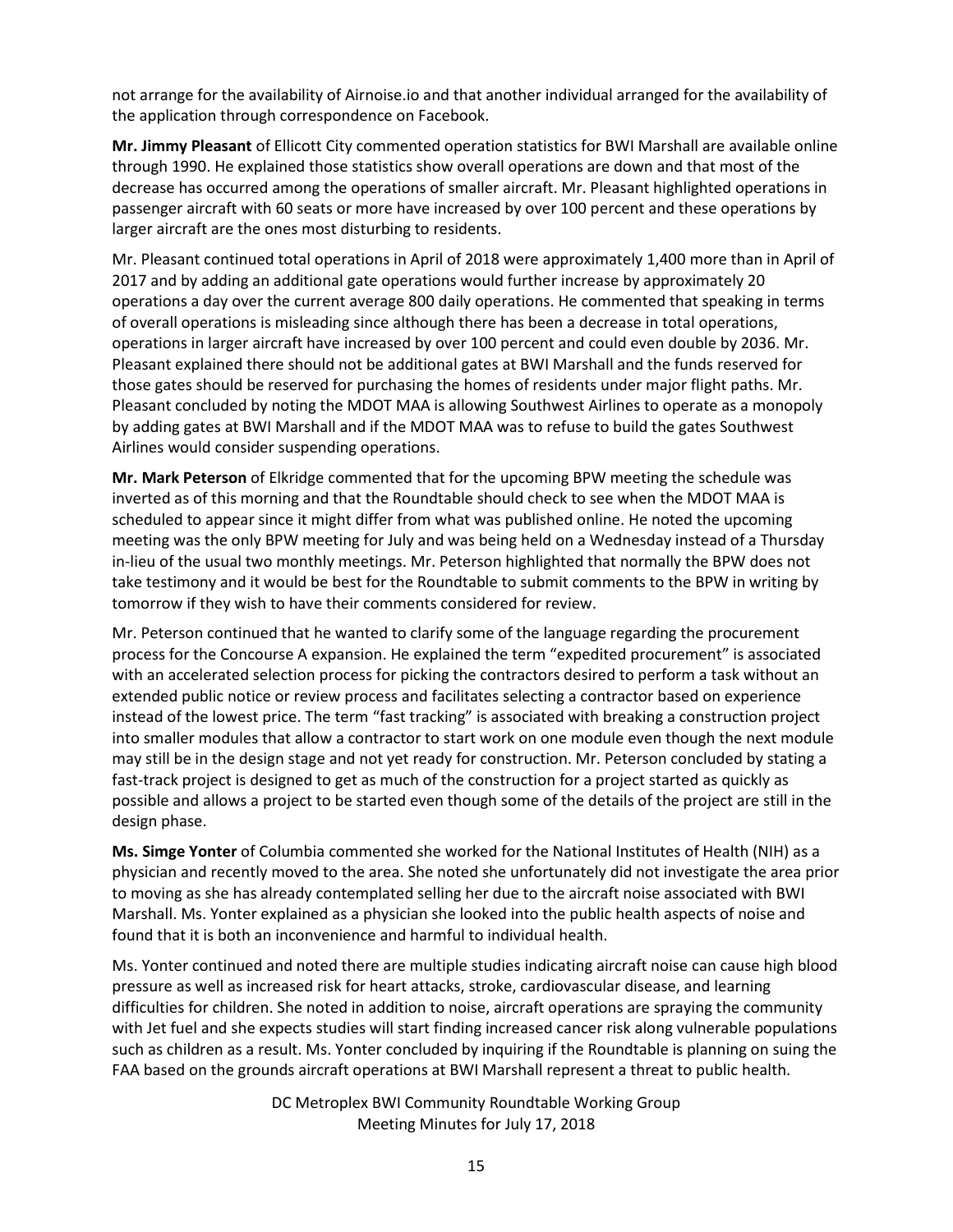not arrange for the availability of Airnoise.io and that another individual arranged for the availability of the application through correspondence on Facebook.

**Mr. Jimmy Pleasant** of Ellicott City commented operation statistics for BWI Marshall are available online through 1990. He explained those statistics show overall operations are down and that most of the decrease has occurred among the operations of smaller aircraft. Mr. Pleasant highlighted operations in passenger aircraft with 60 seats or more have increased by over 100 percent and these operations by larger aircraft are the ones most disturbing to residents.

Mr. Pleasant continued total operations in April of 2018 were approximately 1,400 more than in April of 2017 and by adding an additional gate operations would further increase by approximately 20 operations a day over the current average 800 daily operations. He commented that speaking in terms of overall operations is misleading since although there has been a decrease in total operations, operations in larger aircraft have increased by over 100 percent and could even double by 2036. Mr. Pleasant explained there should not be additional gates at BWI Marshall and the funds reserved for those gates should be reserved for purchasing the homes of residents under major flight paths. Mr. Pleasant concluded by noting the MDOT MAA is allowing Southwest Airlines to operate as a monopoly by adding gates at BWI Marshall and if the MDOT MAA was to refuse to build the gates Southwest Airlines would consider suspending operations.

**Mr. Mark Peterson** of Elkridge commented that for the upcoming BPW meeting the schedule was inverted as of this morning and that the Roundtable should check to see when the MDOT MAA is scheduled to appear since it might differ from what was published online. He noted the upcoming meeting was the only BPW meeting for July and was being held on a Wednesday instead of a Thursday in-lieu of the usual two monthly meetings. Mr. Peterson highlighted that normally the BPW does not take testimony and it would be best for the Roundtable to submit comments to the BPW in writing by tomorrow if they wish to have their comments considered for review.

Mr. Peterson continued that he wanted to clarify some of the language regarding the procurement process for the Concourse A expansion. He explained the term "expedited procurement" is associated with an accelerated selection process for picking the contractors desired to perform a task without an extended public notice or review process and facilitates selecting a contractor based on experience instead of the lowest price. The term "fast tracking" is associated with breaking a construction project into smaller modules that allow a contractor to start work on one module even though the next module may still be in the design stage and not yet ready for construction. Mr. Peterson concluded by stating a fast-track project is designed to get as much of the construction for a project started as quickly as possible and allows a project to be started even though some of the details of the project are still in the design phase.

**Ms. Simge Yonter** of Columbia commented she worked for the National Institutes of Health (NIH) as a physician and recently moved to the area. She noted she unfortunately did not investigate the area prior to moving as she has already contemplated selling her due to the aircraft noise associated with BWI Marshall. Ms. Yonter explained as a physician she looked into the public health aspects of noise and found that it is both an inconvenience and harmful to individual health.

Ms. Yonter continued and noted there are multiple studies indicating aircraft noise can cause high blood pressure as well as increased risk for heart attacks, stroke, cardiovascular disease, and learning difficulties for children. She noted in addition to noise, aircraft operations are spraying the community with Jet fuel and she expects studies will start finding increased cancer risk along vulnerable populations such as children as a result. Ms. Yonter concluded by inquiring if the Roundtable is planning on suing the FAA based on the grounds aircraft operations at BWI Marshall represent a threat to public health.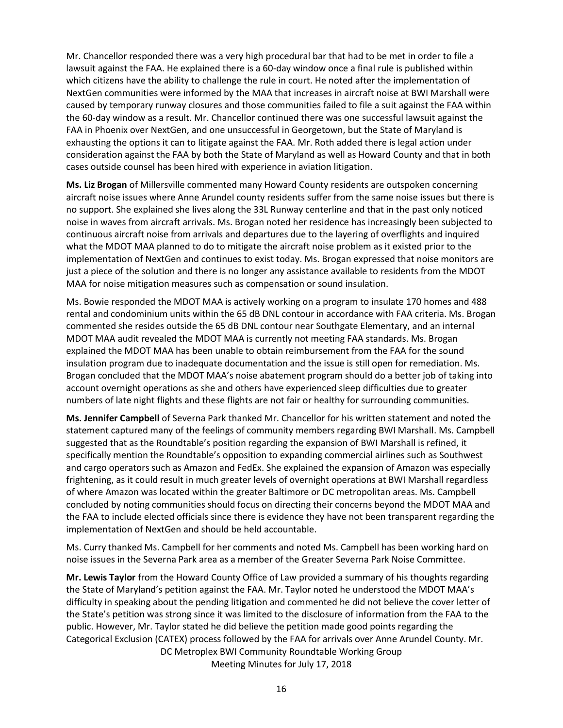Mr. Chancellor responded there was a very high procedural bar that had to be met in order to file a lawsuit against the FAA. He explained there is a 60-day window once a final rule is published within which citizens have the ability to challenge the rule in court. He noted after the implementation of NextGen communities were informed by the MAA that increases in aircraft noise at BWI Marshall were caused by temporary runway closures and those communities failed to file a suit against the FAA within the 60-day window as a result. Mr. Chancellor continued there was one successful lawsuit against the FAA in Phoenix over NextGen, and one unsuccessful in Georgetown, but the State of Maryland is exhausting the options it can to litigate against the FAA. Mr. Roth added there is legal action under consideration against the FAA by both the State of Maryland as well as Howard County and that in both cases outside counsel has been hired with experience in aviation litigation.

**Ms. Liz Brogan** of Millersville commented many Howard County residents are outspoken concerning aircraft noise issues where Anne Arundel county residents suffer from the same noise issues but there is no support. She explained she lives along the 33L Runway centerline and that in the past only noticed noise in waves from aircraft arrivals. Ms. Brogan noted her residence has increasingly been subjected to continuous aircraft noise from arrivals and departures due to the layering of overflights and inquired what the MDOT MAA planned to do to mitigate the aircraft noise problem as it existed prior to the implementation of NextGen and continues to exist today. Ms. Brogan expressed that noise monitors are just a piece of the solution and there is no longer any assistance available to residents from the MDOT MAA for noise mitigation measures such as compensation or sound insulation.

Ms. Bowie responded the MDOT MAA is actively working on a program to insulate 170 homes and 488 rental and condominium units within the 65 dB DNL contour in accordance with FAA criteria. Ms. Brogan commented she resides outside the 65 dB DNL contour near Southgate Elementary, and an internal MDOT MAA audit revealed the MDOT MAA is currently not meeting FAA standards. Ms. Brogan explained the MDOT MAA has been unable to obtain reimbursement from the FAA for the sound insulation program due to inadequate documentation and the issue is still open for remediation. Ms. Brogan concluded that the MDOT MAA's noise abatement program should do a better job of taking into account overnight operations as she and others have experienced sleep difficulties due to greater numbers of late night flights and these flights are not fair or healthy for surrounding communities.

**Ms. Jennifer Campbell** of Severna Park thanked Mr. Chancellor for his written statement and noted the statement captured many of the feelings of community members regarding BWI Marshall. Ms. Campbell suggested that as the Roundtable's position regarding the expansion of BWI Marshall is refined, it specifically mention the Roundtable's opposition to expanding commercial airlines such as Southwest and cargo operators such as Amazon and FedEx. She explained the expansion of Amazon was especially frightening, as it could result in much greater levels of overnight operations at BWI Marshall regardless of where Amazon was located within the greater Baltimore or DC metropolitan areas. Ms. Campbell concluded by noting communities should focus on directing their concerns beyond the MDOT MAA and the FAA to include elected officials since there is evidence they have not been transparent regarding the implementation of NextGen and should be held accountable.

Ms. Curry thanked Ms. Campbell for her comments and noted Ms. Campbell has been working hard on noise issues in the Severna Park area as a member of the Greater Severna Park Noise Committee.

**Mr. Lewis Taylor** from the Howard County Office of Law provided a summary of his thoughts regarding the State of Maryland's petition against the FAA. Mr. Taylor noted he understood the MDOT MAA's difficulty in speaking about the pending litigation and commented he did not believe the cover letter of the State's petition was strong since it was limited to the disclosure of information from the FAA to the public. However, Mr. Taylor stated he did believe the petition made good points regarding the Categorical Exclusion (CATEX) process followed by the FAA for arrivals over Anne Arundel County. Mr.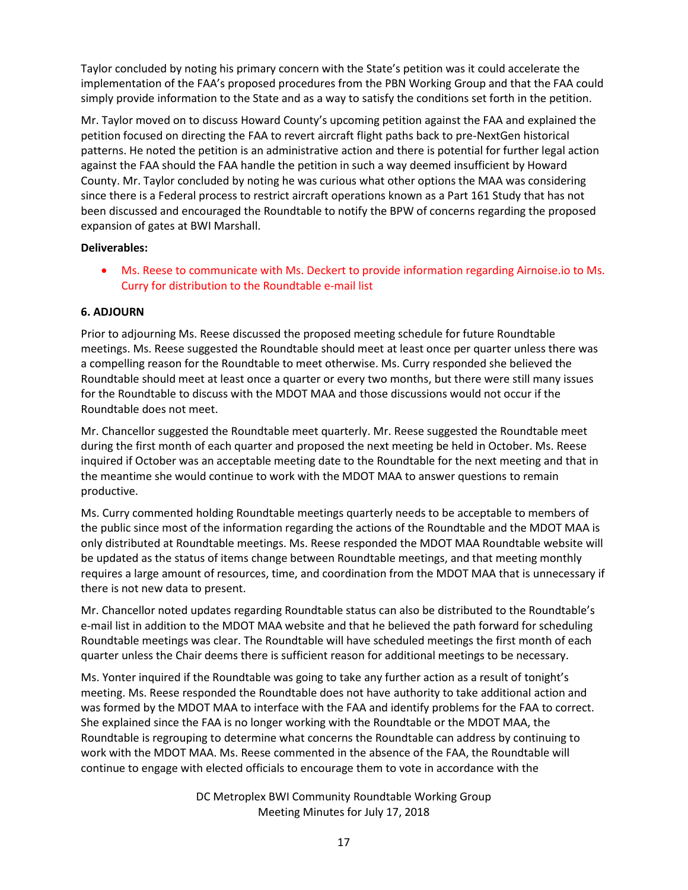Taylor concluded by noting his primary concern with the State's petition was it could accelerate the implementation of the FAA's proposed procedures from the PBN Working Group and that the FAA could simply provide information to the State and as a way to satisfy the conditions set forth in the petition.

Mr. Taylor moved on to discuss Howard County's upcoming petition against the FAA and explained the petition focused on directing the FAA to revert aircraft flight paths back to pre-NextGen historical patterns. He noted the petition is an administrative action and there is potential for further legal action against the FAA should the FAA handle the petition in such a way deemed insufficient by Howard County. Mr. Taylor concluded by noting he was curious what other options the MAA was considering since there is a Federal process to restrict aircraft operations known as a Part 161 Study that has not been discussed and encouraged the Roundtable to notify the BPW of concerns regarding the proposed expansion of gates at BWI Marshall.

**Deliverables:**

- Ms. Reese to communicate with Ms. Deckert to provide information regarding Airnoise.io to Ms. Curry for distribution to the Roundtable e-mail list

**6. ADJOURN**

Prior to adjourning Ms. Reese discussed the proposed meeting schedule for future Roundtable meetings. Ms. Reese suggested the Roundtable should meet at least once per quarter unless there was a compelling reason for the Roundtable to meet otherwise. Ms. Curry responded she believed the Roundtable should meet at least once a quarter or every two months, but there were still many issues for the Roundtable to discuss with the MDOT MAA and those discussions would not occur if the Roundtable does not meet.

Mr. Chancellor suggested the Roundtable meet quarterly. Mr. Reese suggested the Roundtable meet during the first month of each quarter and proposed the next meeting be held in October. Ms. Reese inquired if October was an acceptable meeting date to the Roundtable for the next meeting and that in the meantime she would continue to work with the MDOT MAA to answer questions to remain productive.

Ms. Curry commented holding Roundtable meetings quarterly needs to be acceptable to members of the public since most of the information regarding the actions of the Roundtable and the MDOT MAA is only distributed at Roundtable meetings. Ms. Reese responded the MDOT MAA Roundtable website will be updated as the status of items change between Roundtable meetings, and that meeting monthly requires a large amount of resources, time, and coordination from the MDOT MAA that is unnecessary if there is not new data to present.

Mr. Chancellor noted updates regarding Roundtable status can also be distributed to the Roundtable's e-mail list in addition to the MDOT MAA website and that he believed the path forward for scheduling Roundtable meetings was clear. The Roundtable will have scheduled meetings the first month of each quarter unless the Chair deems there is sufficient reason for additional meetings to be necessary.

Ms. Yonter inquired if the Roundtable was going to take any further action as a result of tonight's meeting. Ms. Reese responded the Roundtable does not have authority to take additional action and was formed by the MDOT MAA to interface with the FAA and identify problems for the FAA to correct. She explained since the FAA is no longer working with the Roundtable or the MDOT MAA, the Roundtable is regrouping to determine what concerns the Roundtable can address by continuing to work with the MDOT MAA. Ms. Reese commented in the absence of the FAA, the Roundtable will continue to engage with elected officials to encourage them to vote in accordance with the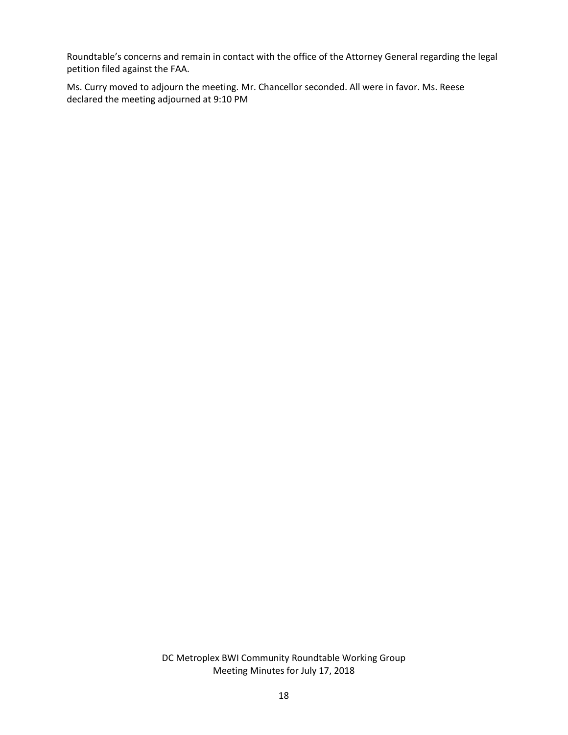Roundtable's concerns and remain in contact with the office of the Attorney General regarding the legal petition filed against the FAA.

Ms. Curry moved to adjourn the meeting. Mr. Chancellor seconded. All were in favor. Ms. Reese declared the meeting adjourned at 9:10 PM